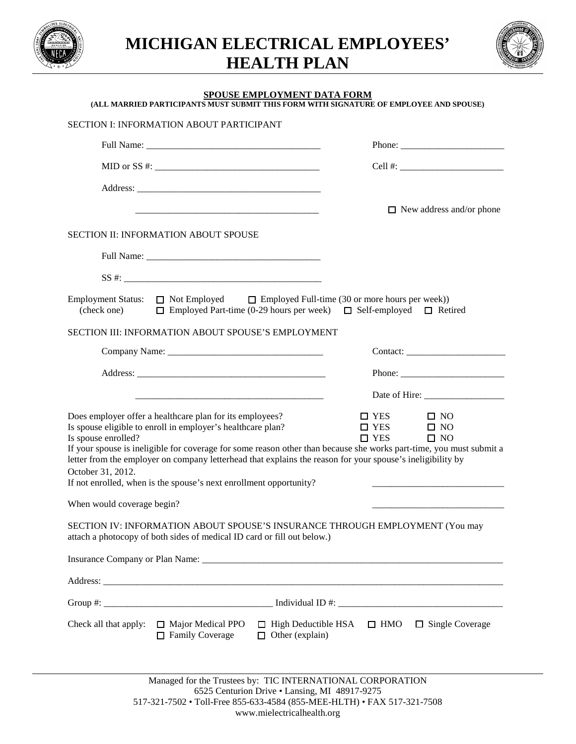# MICHIGAN ELECTRICAL EMPLOYEES' HEALTH PLAN

## SPOUSE EMPLOYMENT DATA FORM

**(ALL MARRIED PARTICIPANTS MUST SUBMIT THIS FORM WITH SIGNATURE OF EMPLOYEE AND SPOUSE)**

SECTION I: INFORMATION ABOUT PARTICIPANT

Full Name: ______________________________________ Phone: ______________________

MID or SS #: ____________________________________ Cell #: ______________________

Address: ________________________________________

________________________________________ ☐ New address and/or phone

SECTION II: INFORMATION ABOUT SPOUSE

Full Name: ______________________________________

SS #: ___________________________________________

Employment Status: ☐ Not Employed ☐ Employed Full-time (30 or more hours per week))
(check one) ☐ Employed Part-time (0-29 hours per week) ☐ Self-employed ☐ Retired

SECTION III: INFORMATION ABOUT SPOUSE'S EMPLOYMENT

Company Name: _________________________________ Contact: _____________________

Address: _______________________________________ Phone: ______________________

________________________________________ Date of Hire: _________________

Does employer offer a healthcare plan for its employees? ☐ YES ☐ NO

Is spouse eligible to enroll in employer's healthcare plan? ☐ YES ☐ NO

Is spouse enrolled? ☐ YES ☐ NO

If your spouse is ineligible for coverage for some reason other than because she works part-time, you must submit a letter from the employer on company letterhead that explains the reason for your spouse's ineligibility by October 31, 2012.

If not enrolled, when is the spouse's next enrollment opportunity? ____________________________

When would coverage begin? ____________________________

SECTION IV: INFORMATION ABOUT SPOUSE'S INSURANCE THROUGH EMPLOYMENT (You may attach a photocopy of both sides of medical ID card or fill out below.)

Insurance Company or Plan Name: ___________________________________________________________

Address: ___________________________________________________________________________

Group #: ___________________________________ Individual ID #: ___________________________________

Check all that apply: ☐ Major Medical PPO ☐ High Deductible HSA ☐ HMO ☐ Single Coverage
☐ Family Coverage ☐ Other (explain)

Managed for the Trustees by: TIC INTERNATIONAL CORPORATION
6525 Centurion Drive • Lansing, MI 48917-9275
517-321-7502 • Toll-Free 855-633-4584 (855-MEE-HLTH) • FAX 517-321-7508
www.mielectricalhealth.org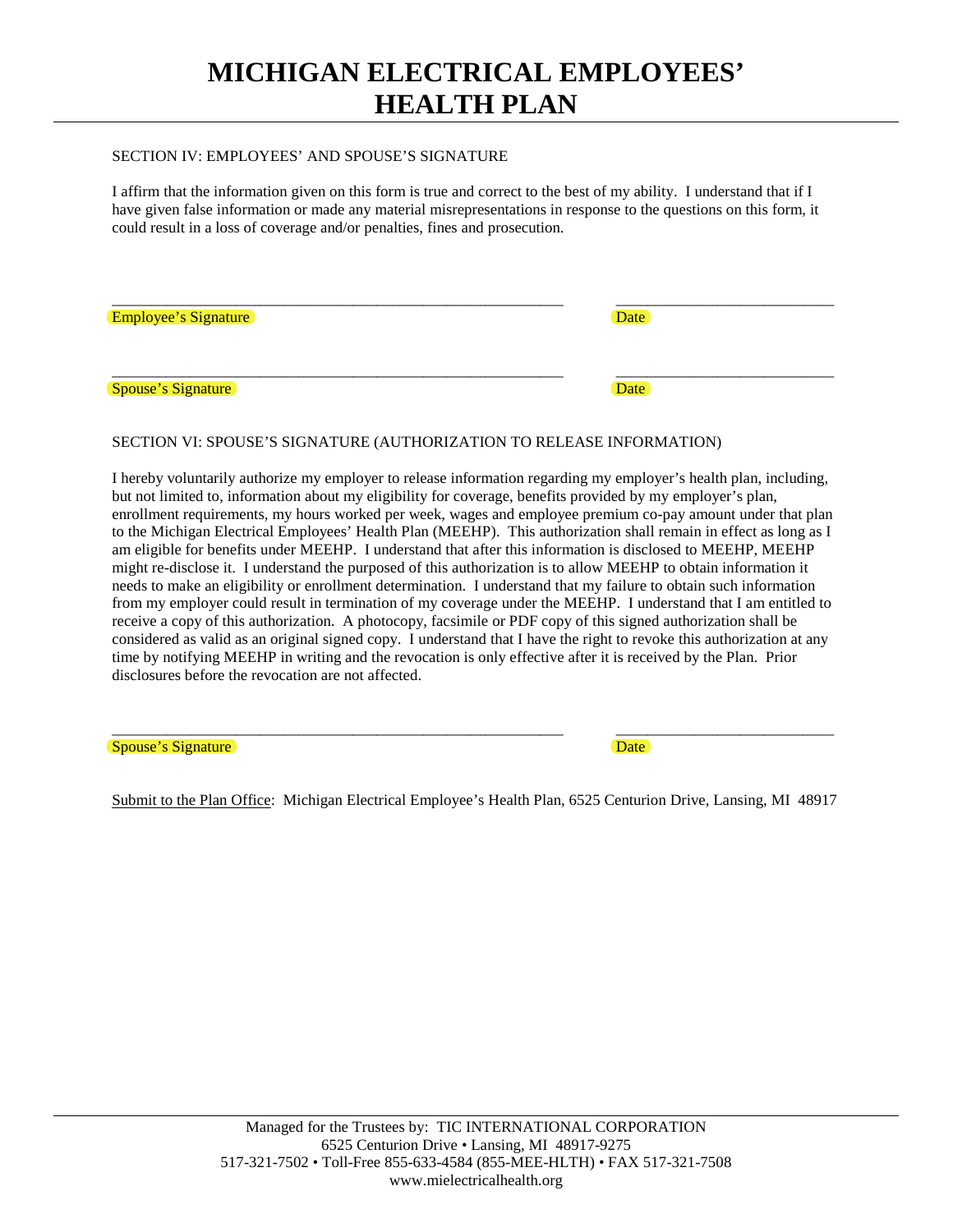# MICHIGAN ELECTRICAL EMPLOYEES' HEALTH PLAN

SECTION IV: EMPLOYEES' AND SPOUSE'S SIGNATURE

I affirm that the information given on this form is true and correct to the best of my ability. I understand that if I have given false information or made any material misrepresentations in response to the questions on this form, it could result in a loss of coverage and/or penalties, fines and prosecution.

\_\_\_\_\_\_\_\_\_\_\_\_\_\_\_\_\_\_\_\_\_\_\_\_\_\_\_\_\_\_\_\_\_\_\_\_\_\_\_\_\_\_\_\_\_\_\_\_ \_\_\_\_\_\_\_\_\_\_\_\_\_\_\_\_\_\_\_\_\_\_\_\_

Employee's Signature Date

\_\_\_\_\_\_\_\_\_\_\_\_\_\_\_\_\_\_\_\_\_\_\_\_\_\_\_\_\_\_\_\_\_\_\_\_\_\_\_\_\_\_\_\_\_\_\_\_ \_\_\_\_\_\_\_\_\_\_\_\_\_\_\_\_\_\_\_\_\_\_\_\_

Spouse's Signature Date

SECTION VI: SPOUSE'S SIGNATURE (AUTHORIZATION TO RELEASE INFORMATION)

I hereby voluntarily authorize my employer to release information regarding my employer's health plan, including, but not limited to, information about my eligibility for coverage, benefits provided by my employer's plan, enrollment requirements, my hours worked per week, wages and employee premium co-pay amount under that plan to the Michigan Electrical Employees' Health Plan (MEEHP). This authorization shall remain in effect as long as I am eligible for benefits under MEEHP. I understand that after this information is disclosed to MEEHP, MEEHP might re-disclose it. I understand the purposed of this authorization is to allow MEEHP to obtain information it needs to make an eligibility or enrollment determination. I understand that my failure to obtain such information from my employer could result in termination of my coverage under the MEEHP. I understand that I am entitled to receive a copy of this authorization. A photocopy, facsimile or PDF copy of this signed authorization shall be considered as valid as an original signed copy. I understand that I have the right to revoke this authorization at any time by notifying MEEHP in writing and the revocation is only effective after it is received by the Plan. Prior disclosures before the revocation are not affected.

\_\_\_\_\_\_\_\_\_\_\_\_\_\_\_\_\_\_\_\_\_\_\_\_\_\_\_\_\_\_\_\_\_\_\_\_\_\_\_\_\_\_\_\_\_\_\_\_ \_\_\_\_\_\_\_\_\_\_\_\_\_\_\_\_\_\_\_\_\_\_\_\_

Spouse's Signature Date

Submit to the Plan Office: Michigan Electrical Employee's Health Plan, 6525 Centurion Drive, Lansing, MI 48917

Managed for the Trustees by: TIC INTERNATIONAL CORPORATION
6525 Centurion Drive • Lansing, MI 48917-9275
517-321-7502 • Toll-Free 855-633-4584 (855-MEE-HLTH) • FAX 517-321-7508
www.mielectricalhealth.org